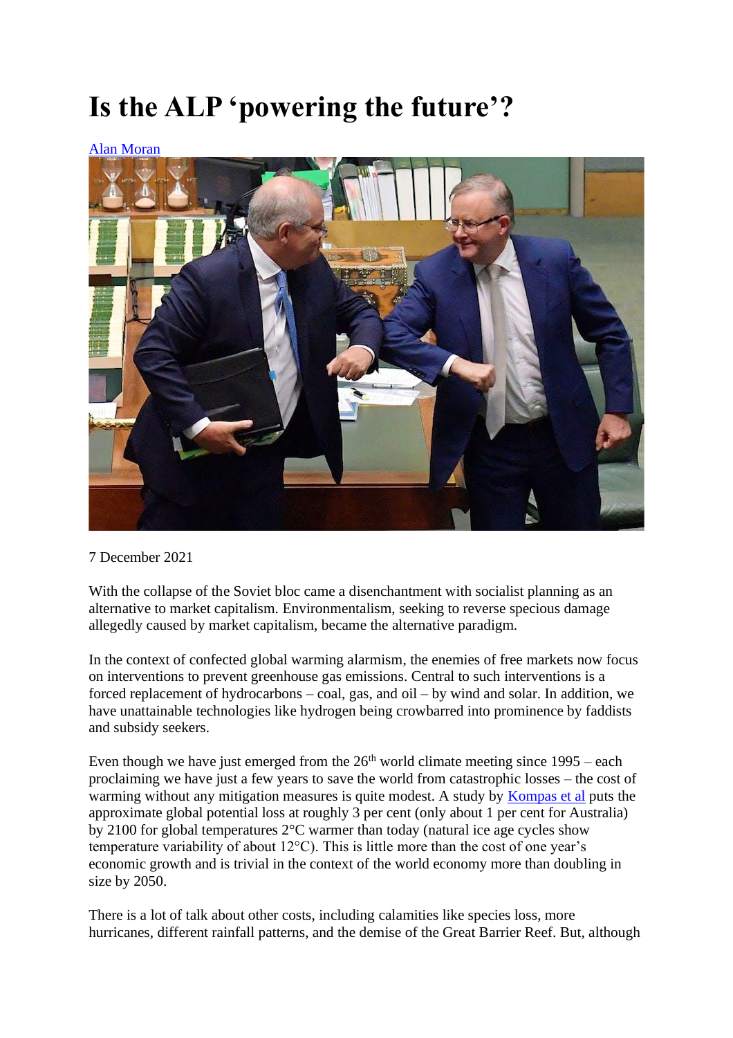# Is the ALP 'powering the future'?

[Alan Moran](#)

7 December 2021

With the collapse of the Soviet bloc came a disenchantment with socialist planning as an alternative to market capitalism. Environmentalism, seeking to reverse specious damage allegedly caused by market capitalism, became the alternative paradigm.

In the context of confected global warming alarmism, the enemies of free markets now focus on interventions to prevent greenhouse gas emissions. Central to such interventions is a forced replacement of hydrocarbons – coal, gas, and oil – by wind and solar. In addition, we have unattainable technologies like hydrogen being crowbarred into prominence by faddists and subsidy seekers.

Even though we have just emerged from the 26th world climate meeting since 1995 – each proclaiming we have just a few years to save the world from catastrophic losses – the cost of warming without any mitigation measures is quite modest. A study by [Kompas et al](#) puts the approximate global potential loss at roughly 3 per cent (only about 1 per cent for Australia) by 2100 for global temperatures 2°C warmer than today (natural ice age cycles show temperature variability of about 12°C). This is little more than the cost of one year's economic growth and is trivial in the context of the world economy more than doubling in size by 2050.

There is a lot of talk about other costs, including calamities like species loss, more hurricanes, different rainfall patterns, and the demise of the Great Barrier Reef. But, although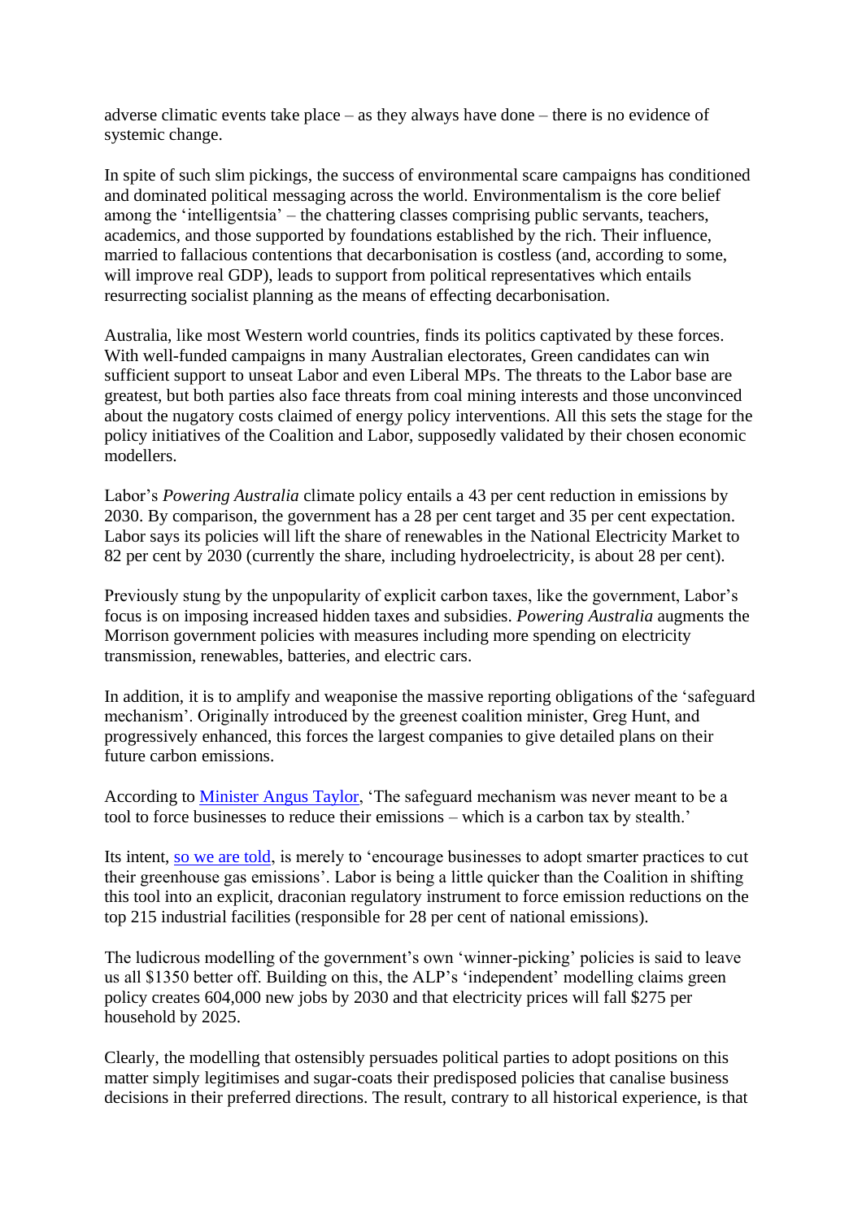adverse climatic events take place – as they always have done – there is no evidence of systemic change.

In spite of such slim pickings, the success of environmental scare campaigns has conditioned and dominated political messaging across the world. Environmentalism is the core belief among the 'intelligentsia' – the chattering classes comprising public servants, teachers, academics, and those supported by foundations established by the rich. Their influence, married to fallacious contentions that decarbonisation is costless (and, according to some, will improve real GDP), leads to support from political representatives which entails resurrecting socialist planning as the means of effecting decarbonisation.

Australia, like most Western world countries, finds its politics captivated by these forces. With well-funded campaigns in many Australian electorates, Green candidates can win sufficient support to unseat Labor and even Liberal MPs. The threats to the Labor base are greatest, but both parties also face threats from coal mining interests and those unconvinced about the nugatory costs claimed of energy policy interventions. All this sets the stage for the policy initiatives of the Coalition and Labor, supposedly validated by their chosen economic modellers.

Labor's *Powering Australia* climate policy entails a 43 per cent reduction in emissions by 2030. By comparison, the government has a 28 per cent target and 35 per cent expectation. Labor says its policies will lift the share of renewables in the National Electricity Market to 82 per cent by 2030 (currently the share, including hydroelectricity, is about 28 per cent).

Previously stung by the unpopularity of explicit carbon taxes, like the government, Labor's focus is on imposing increased hidden taxes and subsidies. *Powering Australia* augments the Morrison government policies with measures including more spending on electricity transmission, renewables, batteries, and electric cars.

In addition, it is to amplify and weaponise the massive reporting obligations of the 'safeguard mechanism'. Originally introduced by the greenest coalition minister, Greg Hunt, and progressively enhanced, this forces the largest companies to give detailed plans on their future carbon emissions.

According to [Minister Angus Taylor](), 'The safeguard mechanism was never meant to be a tool to force businesses to reduce their emissions – which is a carbon tax by stealth.'

Its intent, [so we are told](), is merely to 'encourage businesses to adopt smarter practices to cut their greenhouse gas emissions'. Labor is being a little quicker than the Coalition in shifting this tool into an explicit, draconian regulatory instrument to force emission reductions on the top 215 industrial facilities (responsible for 28 per cent of national emissions).

The ludicrous modelling of the government's own 'winner-picking' policies is said to leave us all $1350 better off. Building on this, the ALP's 'independent' modelling claims green policy creates 604,000 new jobs by 2030 and that electricity prices will fall $275 per household by 2025.

Clearly, the modelling that ostensibly persuades political parties to adopt positions on this matter simply legitimises and sugar-coats their predisposed policies that canalise business decisions in their preferred directions. The result, contrary to all historical experience, is that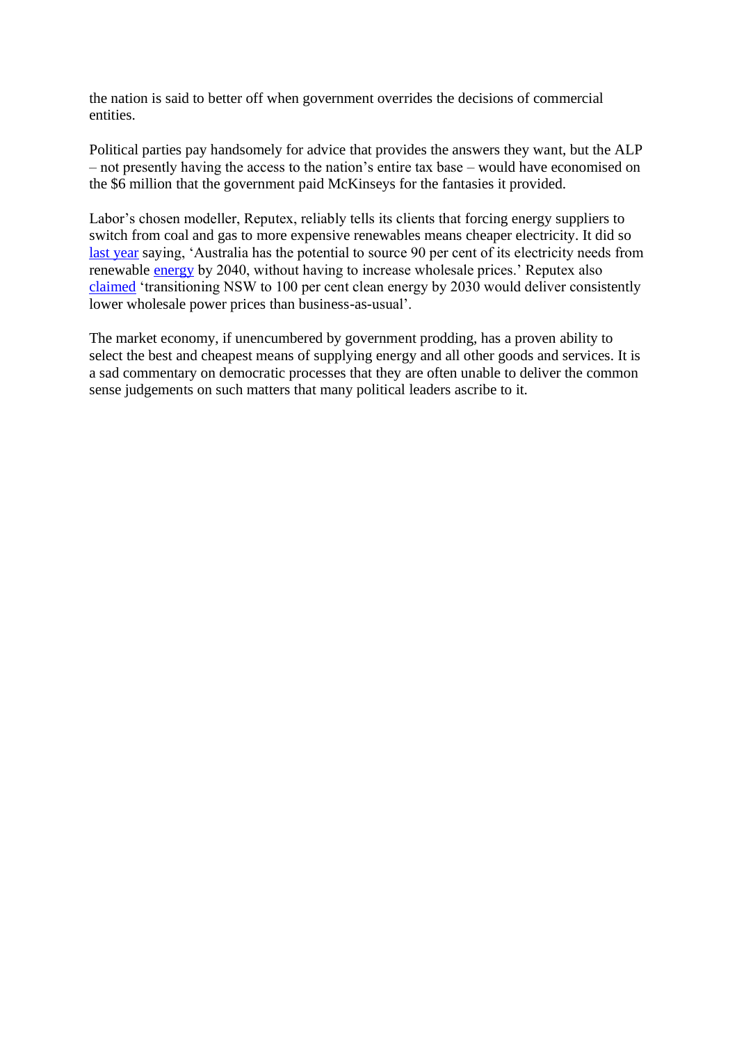the nation is said to better off when government overrides the decisions of commercial entities.

Political parties pay handsomely for advice that provides the answers they want, but the ALP – not presently having the access to the nation's entire tax base – would have economised on the $6 million that the government paid McKinseys for the fantasies it provided.

Labor's chosen modeller, Reputex, reliably tells its clients that forcing energy suppliers to switch from coal and gas to more expensive renewables means cheaper electricity. It did so last year saying, 'Australia has the potential to source 90 per cent of its electricity needs from renewable energy by 2040, without having to increase wholesale prices.' Reputex also claimed 'transitioning NSW to 100 per cent clean energy by 2030 would deliver consistently lower wholesale power prices than business-as-usual'.

The market economy, if unencumbered by government prodding, has a proven ability to select the best and cheapest means of supplying energy and all other goods and services. It is a sad commentary on democratic processes that they are often unable to deliver the common sense judgements on such matters that many political leaders ascribe to it.